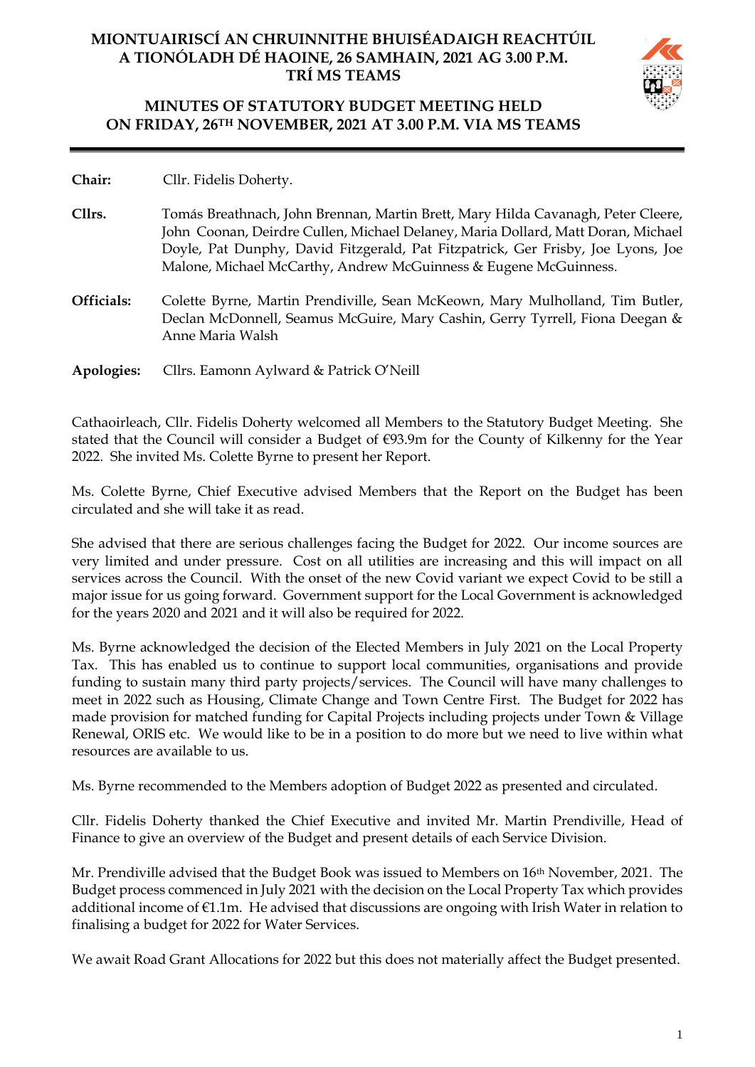# MIONTUAIRISCÍ AN CHRUINNITHE BHUISÉADAIGH REACHTÚIL A TIONÓLADH DÉ HAOINE, 26 SAMHAIN, 2021 AG 3.00 P.M. TRÍ MS TEAMS

# MINUTES OF STATUTORY BUDGET MEETING HELD ON FRIDAY, 26TH NOVEMBER, 2021 AT 3.00 P.M. VIA MS TEAMS

**Chair:** Cllr. Fidelis Doherty.

**Cllrs.** Tomás Breathnach, John Brennan, Martin Brett, Mary Hilda Cavanagh, Peter Cleere, John Coonan, Deirdre Cullen, Michael Delaney, Maria Dollard, Matt Doran, Michael Doyle, Pat Dunphy, David Fitzgerald, Pat Fitzpatrick, Ger Frisby, Joe Lyons, Joe Malone, Michael McCarthy, Andrew McGuinness & Eugene McGuinness.

**Officials:** Colette Byrne, Martin Prendiville, Sean McKeown, Mary Mulholland, Tim Butler, Declan McDonnell, Seamus McGuire, Mary Cashin, Gerry Tyrrell, Fiona Deegan & Anne Maria Walsh

**Apologies:** Cllrs. Eamonn Aylward & Patrick O'Neill

Cathaoirleach, Cllr. Fidelis Doherty welcomed all Members to the Statutory Budget Meeting. She stated that the Council will consider a Budget of €93.9m for the County of Kilkenny for the Year 2022. She invited Ms. Colette Byrne to present her Report.

Ms. Colette Byrne, Chief Executive advised Members that the Report on the Budget has been circulated and she will take it as read.

She advised that there are serious challenges facing the Budget for 2022. Our income sources are very limited and under pressure. Cost on all utilities are increasing and this will impact on all services across the Council. With the onset of the new Covid variant we expect Covid to be still a major issue for us going forward. Government support for the Local Government is acknowledged for the years 2020 and 2021 and it will also be required for 2022.

Ms. Byrne acknowledged the decision of the Elected Members in July 2021 on the Local Property Tax. This has enabled us to continue to support local communities, organisations and provide funding to sustain many third party projects/services. The Council will have many challenges to meet in 2022 such as Housing, Climate Change and Town Centre First. The Budget for 2022 has made provision for matched funding for Capital Projects including projects under Town & Village Renewal, ORIS etc. We would like to be in a position to do more but we need to live within what resources are available to us.

Ms. Byrne recommended to the Members adoption of Budget 2022 as presented and circulated.

Cllr. Fidelis Doherty thanked the Chief Executive and invited Mr. Martin Prendiville, Head of Finance to give an overview of the Budget and present details of each Service Division.

Mr. Prendiville advised that the Budget Book was issued to Members on 16th November, 2021. The Budget process commenced in July 2021 with the decision on the Local Property Tax which provides additional income of €1.1m. He advised that discussions are ongoing with Irish Water in relation to finalising a budget for 2022 for Water Services.

We await Road Grant Allocations for 2022 but this does not materially affect the Budget presented.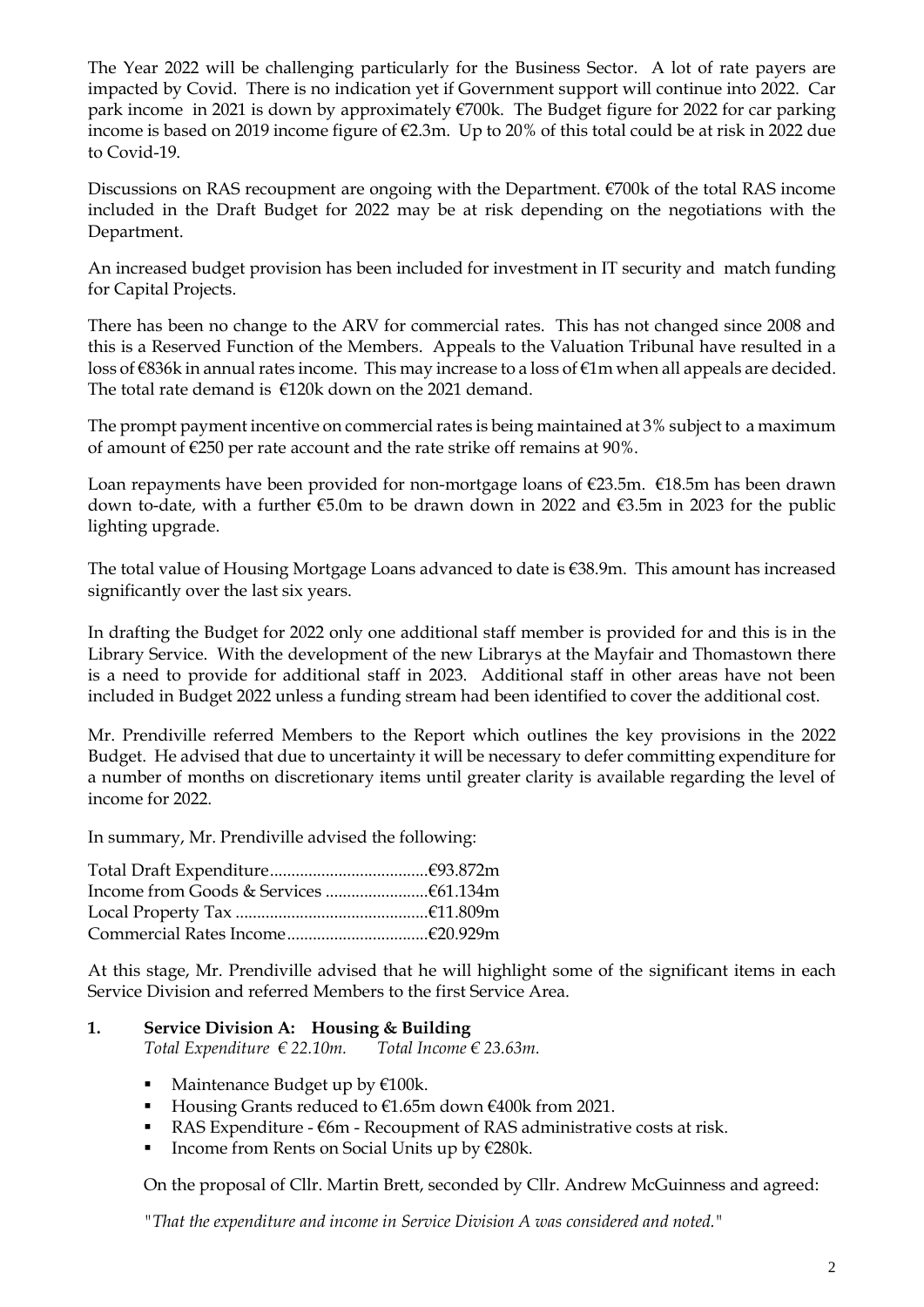The Year 2022 will be challenging particularly for the Business Sector. A lot of rate payers are impacted by Covid. There is no indication yet if Government support will continue into 2022. Car park income in 2021 is down by approximately €700k. The Budget figure for 2022 for car parking income is based on 2019 income figure of €2.3m. Up to 20% of this total could be at risk in 2022 due to Covid-19.

Discussions on RAS recoupment are ongoing with the Department. €700k of the total RAS income included in the Draft Budget for 2022 may be at risk depending on the negotiations with the Department.

An increased budget provision has been included for investment in IT security and match funding for Capital Projects.

There has been no change to the ARV for commercial rates. This has not changed since 2008 and this is a Reserved Function of the Members. Appeals to the Valuation Tribunal have resulted in a loss of €836k in annual rates income. This may increase to a loss of €1m when all appeals are decided. The total rate demand is €120k down on the 2021 demand.

The prompt payment incentive on commercial rates is being maintained at 3% subject to a maximum of amount of €250 per rate account and the rate strike off remains at 90%.

Loan repayments have been provided for non-mortgage loans of €23.5m. €18.5m has been drawn down to-date, with a further €5.0m to be drawn down in 2022 and €3.5m in 2023 for the public lighting upgrade.

The total value of Housing Mortgage Loans advanced to date is €38.9m. This amount has increased significantly over the last six years.

In drafting the Budget for 2022 only one additional staff member is provided for and this is in the Library Service. With the development of the new Librarys at the Mayfair and Thomastown there is a need to provide for additional staff in 2023. Additional staff in other areas have not been included in Budget 2022 unless a funding stream had been identified to cover the additional cost.

Mr. Prendiville referred Members to the Report which outlines the key provisions in the 2022 Budget. He advised that due to uncertainty it will be necessary to defer committing expenditure for a number of months on discretionary items until greater clarity is available regarding the level of income for 2022.

In summary, Mr. Prendiville advised the following:

Total Draft Expenditure....................................€93.872m
Income from Goods & Services ........................€61.134m
Local Property Tax ............................................€11.809m
Commercial Rates Income................................€20.929m

At this stage, Mr. Prendiville advised that he will highlight some of the significant items in each Service Division and referred Members to the first Service Area.

**1. Service Division A: Housing & Building**
*Total Expenditure € 22.10m. Total Income € 23.63m.*

- Maintenance Budget up by €100k.
- Housing Grants reduced to €1.65m down €400k from 2021.
- RAS Expenditure - €6m - Recoupment of RAS administrative costs at risk.
- Income from Rents on Social Units up by €280k.

On the proposal of Cllr. Martin Brett, seconded by Cllr. Andrew McGuinness and agreed:

*"That the expenditure and income in Service Division A was considered and noted."*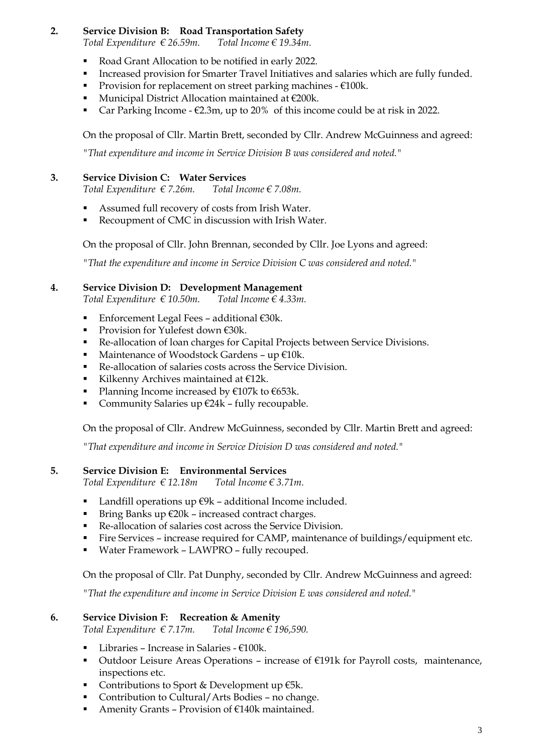**2. Service Division B: Road Transportation Safety**

*Total Expenditure € 26.59m. Total Income € 19.34m.*

- Road Grant Allocation to be notified in early 2022.
- Increased provision for Smarter Travel Initiatives and salaries which are fully funded.
- Provision for replacement on street parking machines - €100k.
- Municipal District Allocation maintained at €200k.
- Car Parking Income - €2.3m, up to 20% of this income could be at risk in 2022.

On the proposal of Cllr. Martin Brett, seconded by Cllr. Andrew McGuinness and agreed:

*"That expenditure and income in Service Division B was considered and noted."*

**3. Service Division C: Water Services**

*Total Expenditure € 7.26m. Total Income € 7.08m.*

- Assumed full recovery of costs from Irish Water.
- Recoupment of CMC in discussion with Irish Water.

On the proposal of Cllr. John Brennan, seconded by Cllr. Joe Lyons and agreed:

*"That the expenditure and income in Service Division C was considered and noted."*

**4. Service Division D: Development Management**

*Total Expenditure € 10.50m. Total Income € 4.33m.*

- Enforcement Legal Fees – additional €30k.
- Provision for Yulefest down €30k.
- Re-allocation of loan charges for Capital Projects between Service Divisions.
- Maintenance of Woodstock Gardens – up €10k.
- Re-allocation of salaries costs across the Service Division.
- Kilkenny Archives maintained at €12k.
- Planning Income increased by €107k to €653k.
- Community Salaries up €24k – fully recoupable.

On the proposal of Cllr. Andrew McGuinness, seconded by Cllr. Martin Brett and agreed:

*"That expenditure and income in Service Division D was considered and noted."*

**5. Service Division E: Environmental Services**

*Total Expenditure € 12.18m Total Income € 3.71m.*

- Landfill operations up €9k – additional Income included.
- Bring Banks up €20k – increased contract charges.
- Re-allocation of salaries cost across the Service Division.
- Fire Services – increase required for CAMP, maintenance of buildings/equipment etc.
- Water Framework – LAWPRO – fully recouped.

On the proposal of Cllr. Pat Dunphy, seconded by Cllr. Andrew McGuinness and agreed:

*"That the expenditure and income in Service Division E was considered and noted."*

**6. Service Division F: Recreation & Amenity**

*Total Expenditure € 7.17m. Total Income € 196,590.*

- Libraries – Increase in Salaries - €100k.
- Outdoor Leisure Areas Operations – increase of €191k for Payroll costs, maintenance, inspections etc.
- Contributions to Sport & Development up €5k.
- Contribution to Cultural/Arts Bodies – no change.
- Amenity Grants – Provision of €140k maintained.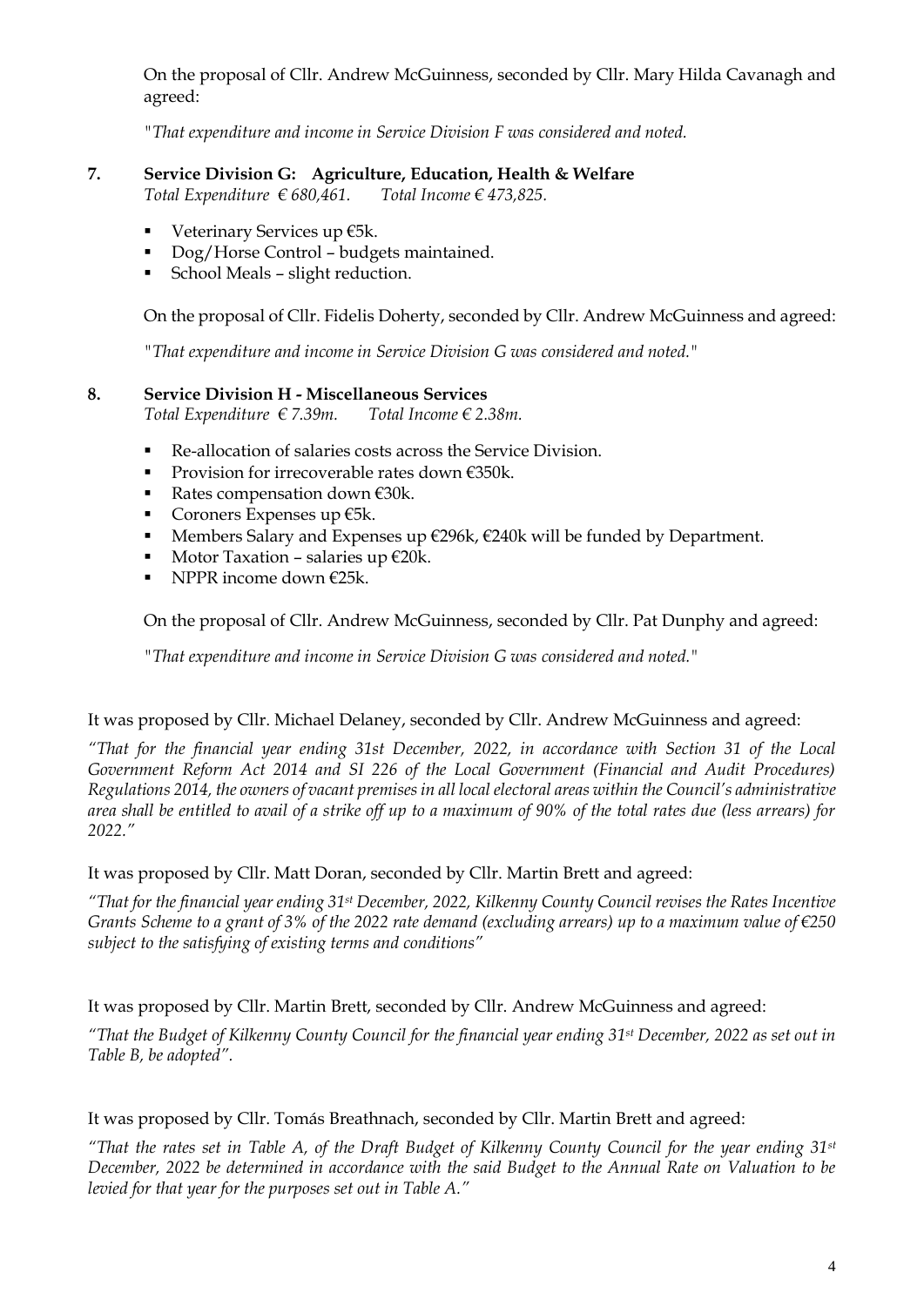On the proposal of Cllr. Andrew McGuinness, seconded by Cllr. Mary Hilda Cavanagh and agreed:

*"That expenditure and income in Service Division F was considered and noted.*

**7. Service Division G: Agriculture, Education, Health & Welfare**

*Total Expenditure € 680,461. Total Income € 473,825.*

- Veterinary Services up €5k.
- Dog/Horse Control – budgets maintained.
- School Meals – slight reduction.

On the proposal of Cllr. Fidelis Doherty, seconded by Cllr. Andrew McGuinness and agreed:

*"That expenditure and income in Service Division G was considered and noted."*

**8. Service Division H - Miscellaneous Services**

*Total Expenditure € 7.39m. Total Income € 2.38m.*

- Re-allocation of salaries costs across the Service Division.
- Provision for irrecoverable rates down €350k.
- Rates compensation down €30k.
- Coroners Expenses up €5k.
- Members Salary and Expenses up €296k, €240k will be funded by Department.
- Motor Taxation – salaries up €20k.
- NPPR income down €25k.

On the proposal of Cllr. Andrew McGuinness, seconded by Cllr. Pat Dunphy and agreed:

*"That expenditure and income in Service Division G was considered and noted."*

It was proposed by Cllr. Michael Delaney, seconded by Cllr. Andrew McGuinness and agreed:

*"That for the financial year ending 31st December, 2022, in accordance with Section 31 of the Local Government Reform Act 2014 and SI 226 of the Local Government (Financial and Audit Procedures) Regulations 2014, the owners of vacant premises in all local electoral areas within the Council's administrative area shall be entitled to avail of a strike off up to a maximum of 90% of the total rates due (less arrears) for 2022."*

It was proposed by Cllr. Matt Doran, seconded by Cllr. Martin Brett and agreed:

*"That for the financial year ending 31st December, 2022, Kilkenny County Council revises the Rates Incentive Grants Scheme to a grant of 3% of the 2022 rate demand (excluding arrears) up to a maximum value of €250 subject to the satisfying of existing terms and conditions"*

It was proposed by Cllr. Martin Brett, seconded by Cllr. Andrew McGuinness and agreed:

*"That the Budget of Kilkenny County Council for the financial year ending 31st December, 2022 as set out in Table B, be adopted".*

It was proposed by Cllr. Tomás Breathnach, seconded by Cllr. Martin Brett and agreed:

*"That the rates set in Table A, of the Draft Budget of Kilkenny County Council for the year ending 31st December, 2022 be determined in accordance with the said Budget to the Annual Rate on Valuation to be levied for that year for the purposes set out in Table A."*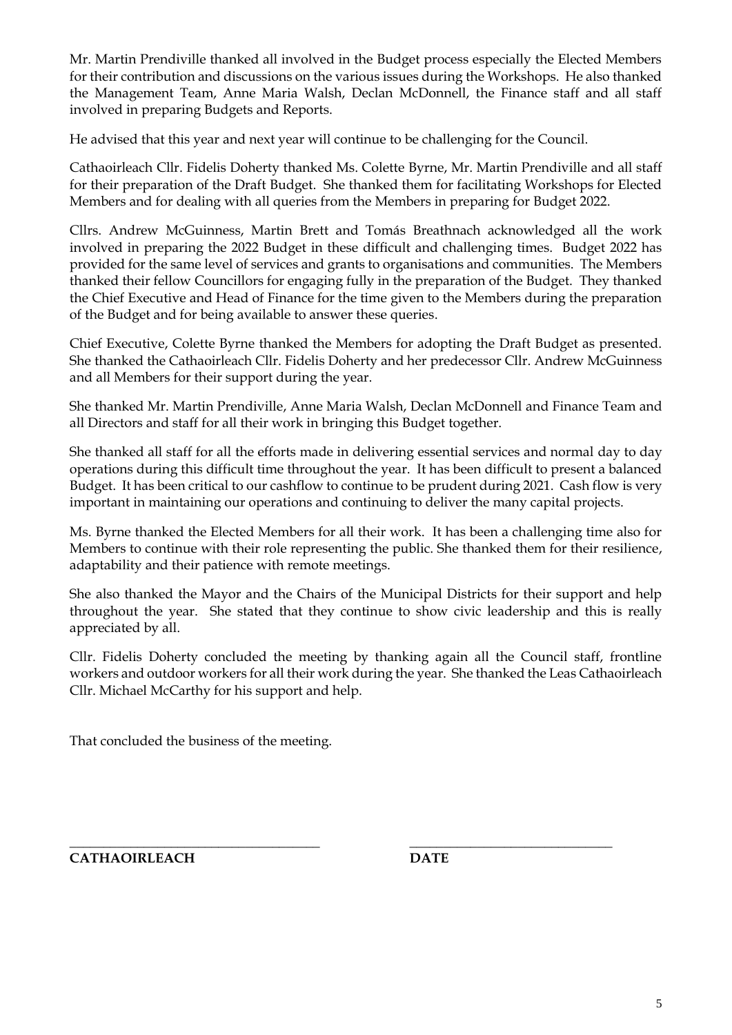Mr. Martin Prendiville thanked all involved in the Budget process especially the Elected Members for their contribution and discussions on the various issues during the Workshops. He also thanked the Management Team, Anne Maria Walsh, Declan McDonnell, the Finance staff and all staff involved in preparing Budgets and Reports.

He advised that this year and next year will continue to be challenging for the Council.

Cathaoirleach Cllr. Fidelis Doherty thanked Ms. Colette Byrne, Mr. Martin Prendiville and all staff for their preparation of the Draft Budget. She thanked them for facilitating Workshops for Elected Members and for dealing with all queries from the Members in preparing for Budget 2022.

Cllrs. Andrew McGuinness, Martin Brett and Tomás Breathnach acknowledged all the work involved in preparing the 2022 Budget in these difficult and challenging times. Budget 2022 has provided for the same level of services and grants to organisations and communities. The Members thanked their fellow Councillors for engaging fully in the preparation of the Budget. They thanked the Chief Executive and Head of Finance for the time given to the Members during the preparation of the Budget and for being available to answer these queries.

Chief Executive, Colette Byrne thanked the Members for adopting the Draft Budget as presented. She thanked the Cathaoirleach Cllr. Fidelis Doherty and her predecessor Cllr. Andrew McGuinness and all Members for their support during the year.

She thanked Mr. Martin Prendiville, Anne Maria Walsh, Declan McDonnell and Finance Team and all Directors and staff for all their work in bringing this Budget together.

She thanked all staff for all the efforts made in delivering essential services and normal day to day operations during this difficult time throughout the year. It has been difficult to present a balanced Budget. It has been critical to our cashflow to continue to be prudent during 2021. Cash flow is very important in maintaining our operations and continuing to deliver the many capital projects.

Ms. Byrne thanked the Elected Members for all their work. It has been a challenging time also for Members to continue with their role representing the public. She thanked them for their resilience, adaptability and their patience with remote meetings.

She also thanked the Mayor and the Chairs of the Municipal Districts for their support and help throughout the year. She stated that they continue to show civic leadership and this is really appreciated by all.

Cllr. Fidelis Doherty concluded the meeting by thanking again all the Council staff, frontline workers and outdoor workers for all their work during the year. She thanked the Leas Cathaoirleach Cllr. Michael McCarthy for his support and help.

That concluded the business of the meeting.

\_\_\_\_\_\_\_\_\_\_\_\_\_\_\_\_\_\_\_\_\_\_\_\_\_\_\_\_\_\_ \_\_\_\_\_\_\_\_\_\_\_\_\_\_\_\_\_\_\_\_\_\_\_\_\_\_\_\_\_\_

**CATHAOIRLEACH** **DATE**